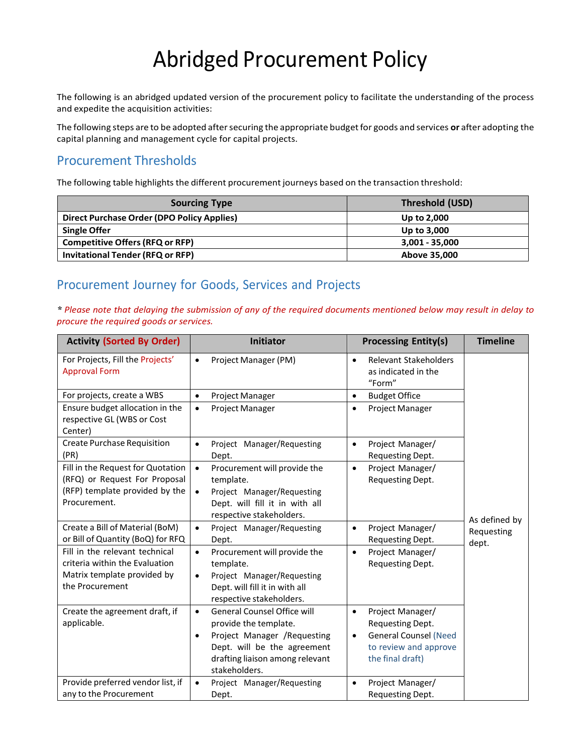# Abridged Procurement Policy

The following is an abridged updated version of the procurement policy to facilitate the understanding of the process and expedite the acquisition activities:

The following steps are to be adopted after securing the appropriate budget for goods and services **or** after adopting the capital planning and management cycle for capital projects.

## Procurement Thresholds

The following table highlights the different procurement journeys based on the transaction threshold:

| Sourcing Type | Threshold (USD) |
|---|---|
| **Direct Purchase Order (DPO Policy Applies)** | **Up to 2,000** |
| **Single Offer** | **Up to 3,000** |
| **Competitive Offers (RFQ or RFP)** | **3,001 - 35,000** |
| **Invitational Tender (RFQ or RFP)** | **Above 35,000** |

## Procurement Journey for Goods, Services and Projects

*\* Please note that delaying the submission of any of the required documents mentioned below may result in delay to procure the required goods or services.*

| Activity (Sorted By Order) | Initiator | Processing Entity(s) | Timeline |
|---|---|---|---|
| For Projects, Fill the Projects' Approval Form | • Project Manager (PM) | • Relevant Stakeholders as indicated in the "Form" | As defined by Requesting dept. |
| For projects, create a WBS | • Project Manager | • Budget Office | |
| Ensure budget allocation in the respective GL (WBS or Cost Center) | • Project Manager | • Project Manager | |
| Create Purchase Requisition (PR) | • Project Manager/Requesting Dept. | • Project Manager/ Requesting Dept. | |
| Fill in the Request for Quotation (RFQ) or Request For Proposal (RFP) template provided by the Procurement. | • Procurement will provide the template. • Project Manager/Requesting Dept. will fill it in with all respective stakeholders. | • Project Manager/ Requesting Dept. | |
| Create a Bill of Material (BoM) or Bill of Quantity (BoQ) for RFQ | • Project Manager/Requesting Dept. | • Project Manager/ Requesting Dept. | |
| Fill in the relevant technical criteria within the Evaluation Matrix template provided by the Procurement | • Procurement will provide the template. • Project Manager/Requesting Dept. will fill it in with all respective stakeholders. | • Project Manager/ Requesting Dept. | |
| Create the agreement draft, if applicable. | • General Counsel Office will provide the template. • Project Manager /Requesting Dept. will be the agreement drafting liaison among relevant stakeholders. | • Project Manager/ Requesting Dept. • General Counsel (Need to review and approve the final draft) | |
| Provide preferred vendor list, if any to the Procurement | • Project Manager/Requesting Dept. | • Project Manager/ Requesting Dept. | |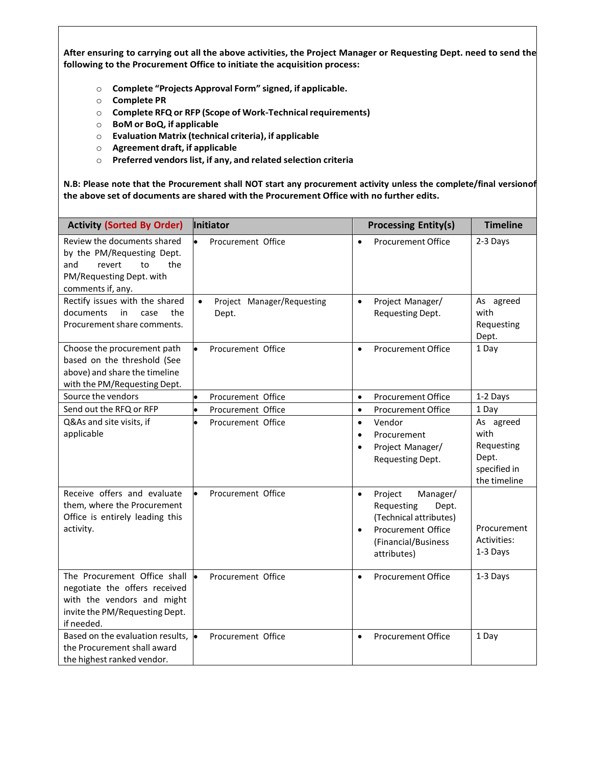**After ensuring to carrying out all the above activities, the Project Manager or Requesting Dept. need to send the following to the Procurement Office to initiate the acquisition process:**

- **Complete "Projects Approval Form" signed, if applicable.**
- **Complete PR**
- **Complete RFQ or RFP (Scope of Work-Technical requirements)**
- **BoM or BoQ, if applicable**
- **Evaluation Matrix (technical criteria), if applicable**
- **Agreement draft, if applicable**
- **Preferred vendors list, if any, and related selection criteria**

**N.B: Please note that the Procurement shall NOT start any procurement activity unless the complete/final versionof the above set of documents are shared with the Procurement Office with no further edits.**

| Activity (Sorted By Order) | Initiator | Processing Entity(s) | Timeline |
|---|---|---|---|
| Review the documents shared by the PM/Requesting Dept. and revert to the PM/Requesting Dept. with comments if, any. | • Procurement Office | • Procurement Office | 2-3 Days |
| Rectify issues with the shared documents in case the Procurement share comments. | • Project Manager/Requesting Dept. | • Project Manager/ Requesting Dept. | As agreed with Requesting Dept. |
| Choose the procurement path based on the threshold (See above) and share the timeline with the PM/Requesting Dept. | • Procurement Office | • Procurement Office | 1 Day |
| Source the vendors | • Procurement Office | • Procurement Office | 1-2 Days |
| Send out the RFQ or RFP | • Procurement Office | • Procurement Office | 1 Day |
| Q&As and site visits, if applicable | • Procurement Office | • Vendor<br>• Procurement<br>• Project Manager/ Requesting Dept. | As agreed with Requesting Dept. specified in the timeline |
| Receive offers and evaluate them, where the Procurement Office is entirely leading this activity. | • Procurement Office | • Project Manager/ Requesting Dept. (Technical attributes)<br>• Procurement Office (Financial/Business attributes) | Procurement Activities: 1-3 Days |
| The Procurement Office shall negotiate the offers received with the vendors and might invite the PM/Requesting Dept. if needed. | • Procurement Office | • Procurement Office | 1-3 Days |
| Based on the evaluation results, the Procurement shall award the highest ranked vendor. | • Procurement Office | • Procurement Office | 1 Day |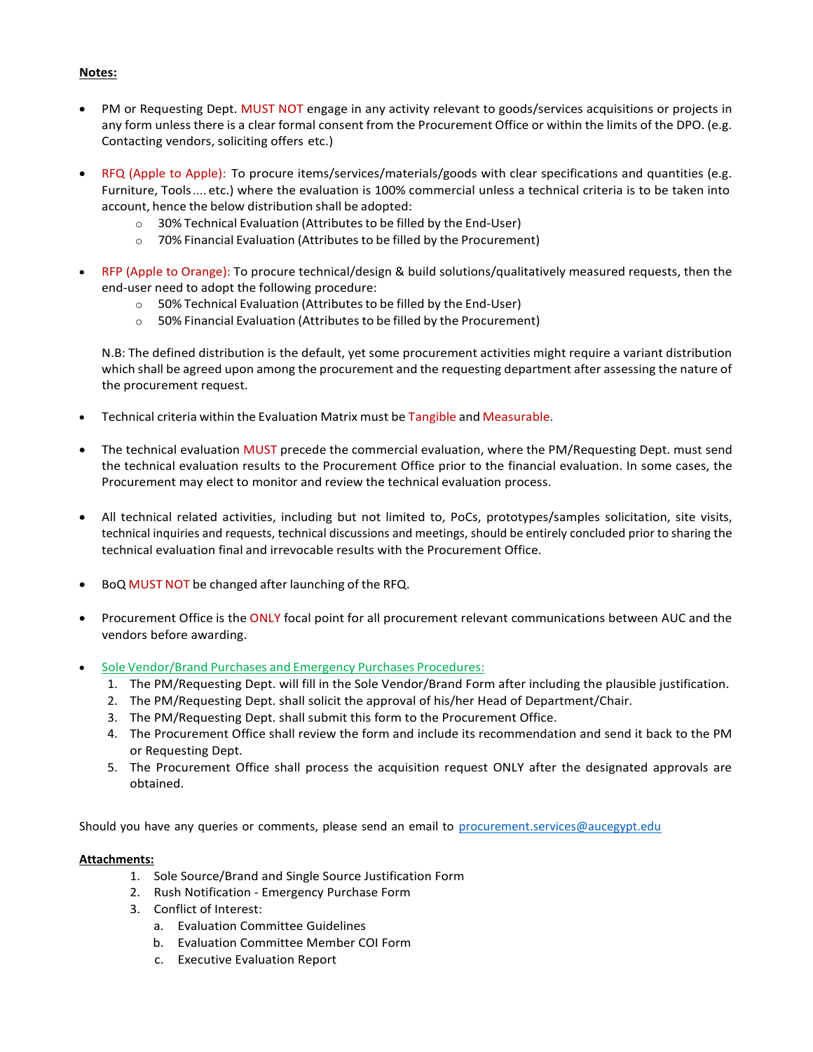**Notes:**

- PM or Requesting Dept. MUST NOT engage in any activity relevant to goods/services acquisitions or projects in any form unless there is a clear formal consent from the Procurement Office or within the limits of the DPO. (e.g. Contacting vendors, soliciting offers etc.)

- RFQ (Apple to Apple): To procure items/services/materials/goods with clear specifications and quantities (e.g. Furniture, Tools .... etc.) where the evaluation is 100% commercial unless a technical criteria is to be taken into account, hence the below distribution shall be adopted:
  - 30% Technical Evaluation (Attributes to be filled by the End-User)
  - 70% Financial Evaluation (Attributes to be filled by the Procurement)

- RFP (Apple to Orange): To procure technical/design & build solutions/qualitatively measured requests, then the end-user need to adopt the following procedure:
  - 50% Technical Evaluation (Attributes to be filled by the End-User)
  - 50% Financial Evaluation (Attributes to be filled by the Procurement)

  N.B: The defined distribution is the default, yet some procurement activities might require a variant distribution which shall be agreed upon among the procurement and the requesting department after assessing the nature of the procurement request.

- Technical criteria within the Evaluation Matrix must be Tangible and Measurable.

- The technical evaluation MUST precede the commercial evaluation, where the PM/Requesting Dept. must send the technical evaluation results to the Procurement Office prior to the financial evaluation. In some cases, the Procurement may elect to monitor and review the technical evaluation process.

- All technical related activities, including but not limited to, PoCs, prototypes/samples solicitation, site visits, technical inquiries and requests, technical discussions and meetings, should be entirely concluded prior to sharing the technical evaluation final and irrevocable results with the Procurement Office.

- BoQ MUST NOT be changed after launching of the RFQ.

- Procurement Office is the ONLY focal point for all procurement relevant communications between AUC and the vendors before awarding.

- Sole Vendor/Brand Purchases and Emergency Purchases Procedures:
  1. The PM/Requesting Dept. will fill in the Sole Vendor/Brand Form after including the plausible justification.
  2. The PM/Requesting Dept. shall solicit the approval of his/her Head of Department/Chair.
  3. The PM/Requesting Dept. shall submit this form to the Procurement Office.
  4. The Procurement Office shall review the form and include its recommendation and send it back to the PM or Requesting Dept.
  5. The Procurement Office shall process the acquisition request ONLY after the designated approvals are obtained.

Should you have any queries or comments, please send an email to procurement.services@aucegypt.edu

**Attachments:**

1. Sole Source/Brand and Single Source Justification Form
2. Rush Notification - Emergency Purchase Form
3. Conflict of Interest:
   a. Evaluation Committee Guidelines
   b. Evaluation Committee Member COI Form
   c. Executive Evaluation Report